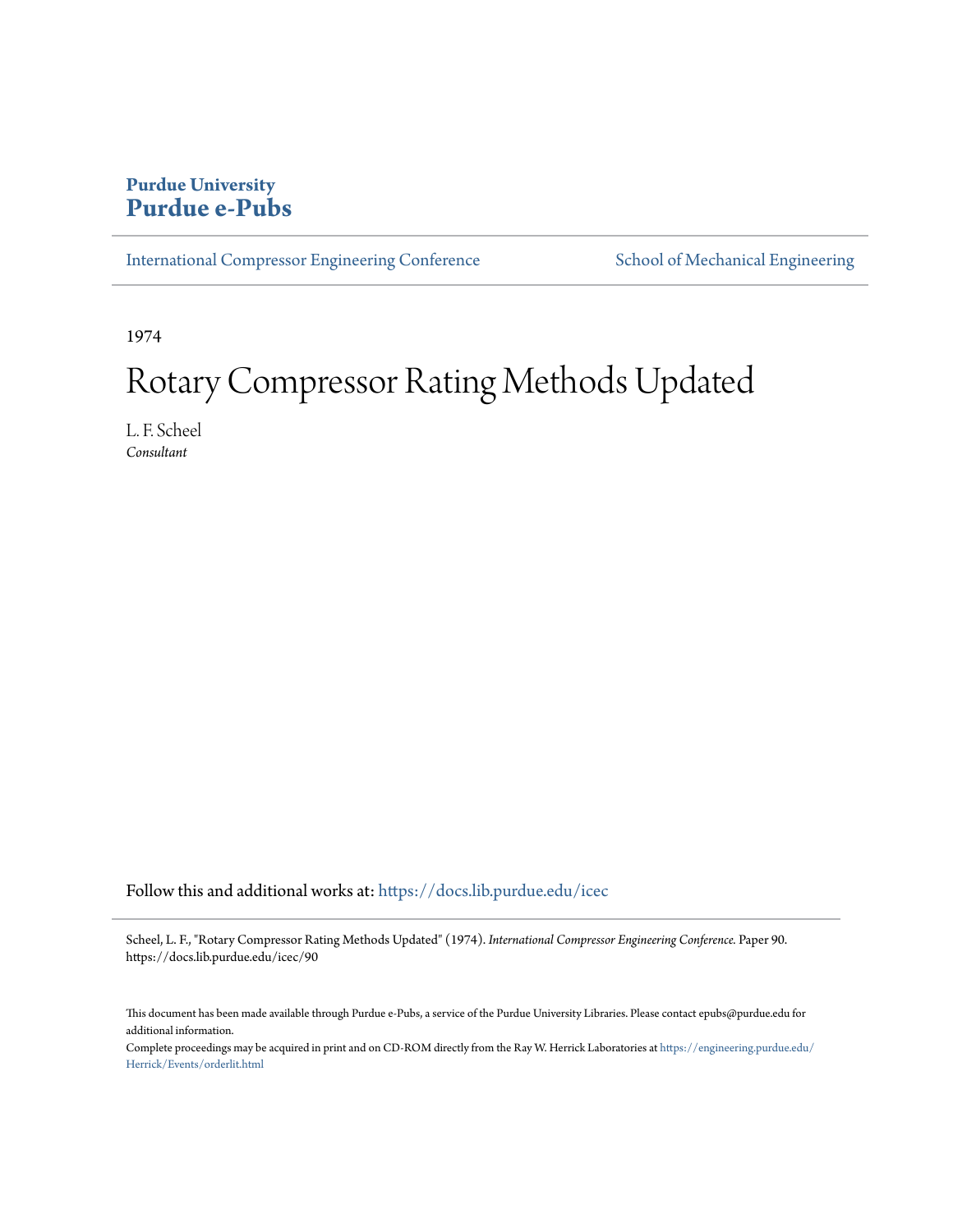**Purdue University**
**Purdue e-Pubs**

International Compressor Engineering Conference | School of Mechanical Engineering

1974

# Rotary Compressor Rating Methods Updated

L. F. Scheel
*Consultant*

Follow this and additional works at: https://docs.lib.purdue.edu/icec

Scheel, L. F., "Rotary Compressor Rating Methods Updated" (1974). *International Compressor Engineering Conference.* Paper 90. https://docs.lib.purdue.edu/icec/90

This document has been made available through Purdue e-Pubs, a service of the Purdue University Libraries. Please contact epubs@purdue.edu for additional information.

Complete proceedings may be acquired in print and on CD-ROM directly from the Ray W. Herrick Laboratories at https://engineering.purdue.edu/Herrick/Events/orderlit.html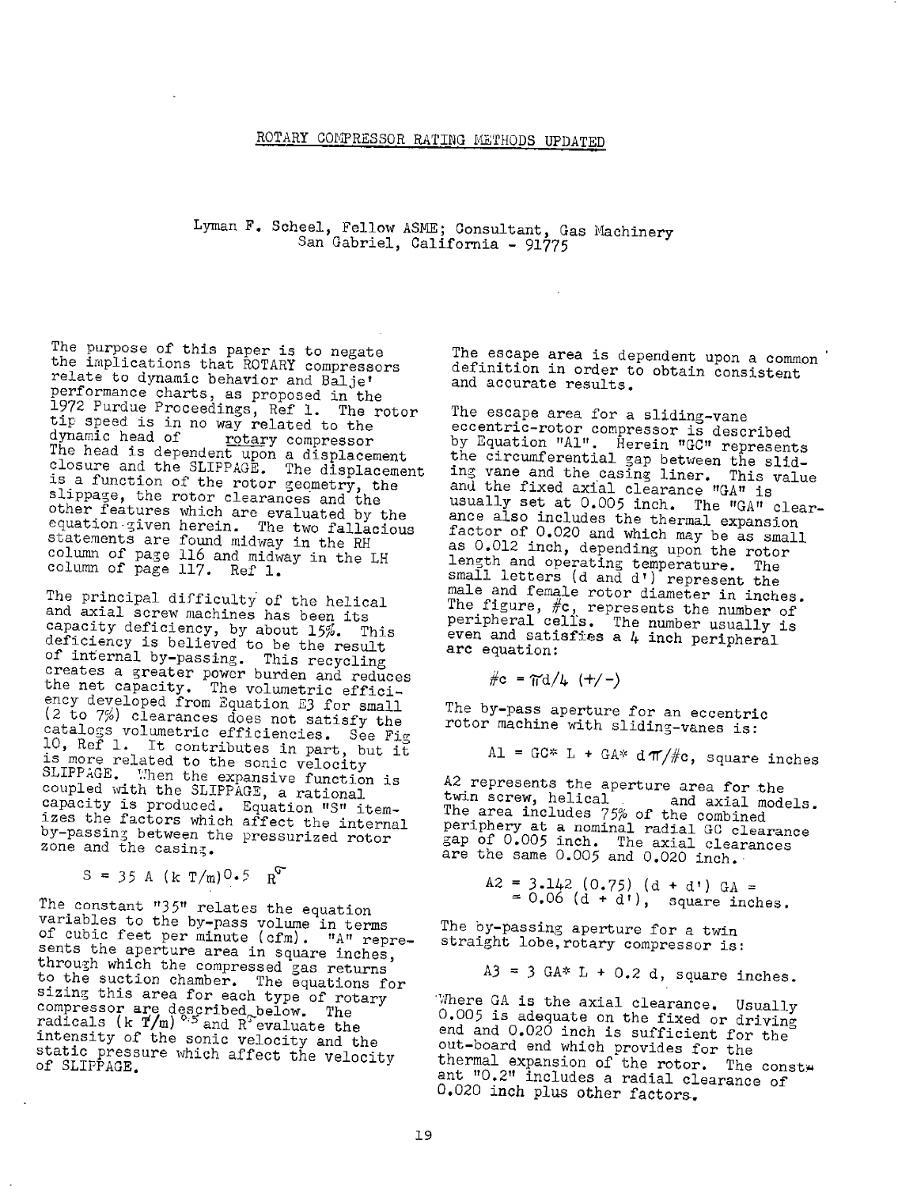# ROTARY COMPRESSOR RATING METHODS UPDATED

Lyman F. Scheel, Fellow ASME; Consultant, Gas Machinery
San Gabriel, California - 91775

The purpose of this paper is to negate the implications that ROTARY compressors relate to dynamic behavior and Balje' performance charts, as proposed in the 1972 Purdue Proceedings, Ref 1. The rotor tip speed is in no way related to the dynamic head of rotary compressor The head is dependent upon a displacement closure and the SLIPPAGE. The displacement is a function of the rotor geometry, the slippage, the rotor clearances and the other features which are evaluated by the equation given herein. The two fallacious statements are found midway in the RH column of page 116 and midway in the LH column of page 117. Ref 1.

The principal difficulty of the helical and axial screw machines has been its capacity deficiency, by about 15%. This deficiency is believed to be the result of internal by-passing. This recycling creates a greater power burden and reduces the net capacity. The volumetric efficiency developed from Equation E3 for small (2 to 7%) clearances does not satisfy the catalogs volumetric efficiencies. See Fig 10, Ref 1. It contributes in part, but it is more related to the sonic velocity SLIPPAGE. When the expansive function is coupled with the SLIPPAGE, a rational capacity is produced. Equation "S" itemizes the factors which affect the internal by-passing between the pressurized rotor zone and the casing.

$$S = 35\ A\ (k\ T/m)^{0.5}\ R^{\sigma}$$

The constant "35" relates the equation variables to the by-pass volume in terms of cubic feet per minute (cfm). "A" represents the aperture area in square inches, through which the compressed gas returns to the suction chamber. The equations for sizing this area for each type of rotary compressor are described below. The radicals $(k\ T/m)^{0.5}$ and $R^{\sigma}$ evaluate the intensity of the sonic velocity and the static pressure which affect the velocity of SLIPPAGE.

The escape area is dependent upon a common definition in order to obtain consistent and accurate results.

The escape area for a sliding-vane eccentric-rotor compressor is described by Equation "A1". Herein "GC" represents the circumferential gap between the sliding vane and the casing liner. This value and the fixed axial clearance "GA" is usually set at 0.005 inch. The "GA" clearance also includes the thermal expansion factor of 0.020 and which may be as small as 0.012 inch, depending upon the rotor length and operating temperature. The small letters (d and d') represent the male and female rotor diameter in inches. The figure, #c, represents the number of peripheral cells. The number usually is even and satisfies a 4 inch peripheral arc equation:

$$\#c = \pi d/4\ (+/-)$$

The by-pass aperture for an eccentric rotor machine with sliding-vanes is:

$$A1 = GC * L + GA * d\pi/\#c, \text{ square inches}$$

A2 represents the aperture area for the twin screw, helical and axial models. The area includes 75% of the combined periphery at a nominal radial GC clearance gap of 0.005 inch. The axial clearances are the same 0.005 and 0.020 inch.

$$A2 = 3.142\ (0.75)\ (d + d')\ GA = 0.06\ (d + d'), \text{ square inches.}$$

The by-passing aperture for a twin straight lobe, rotary compressor is:

$$A3 = 3\ GA * L + 0.2\ d, \text{ square inches.}$$

Where GA is the axial clearance. Usually 0.005 is adequate on the fixed or driving end and 0.020 inch is sufficient for the out-board end which provides for the thermal expansion of the rotor. The constant "0.2" includes a radial clearance of 0.020 inch plus other factors.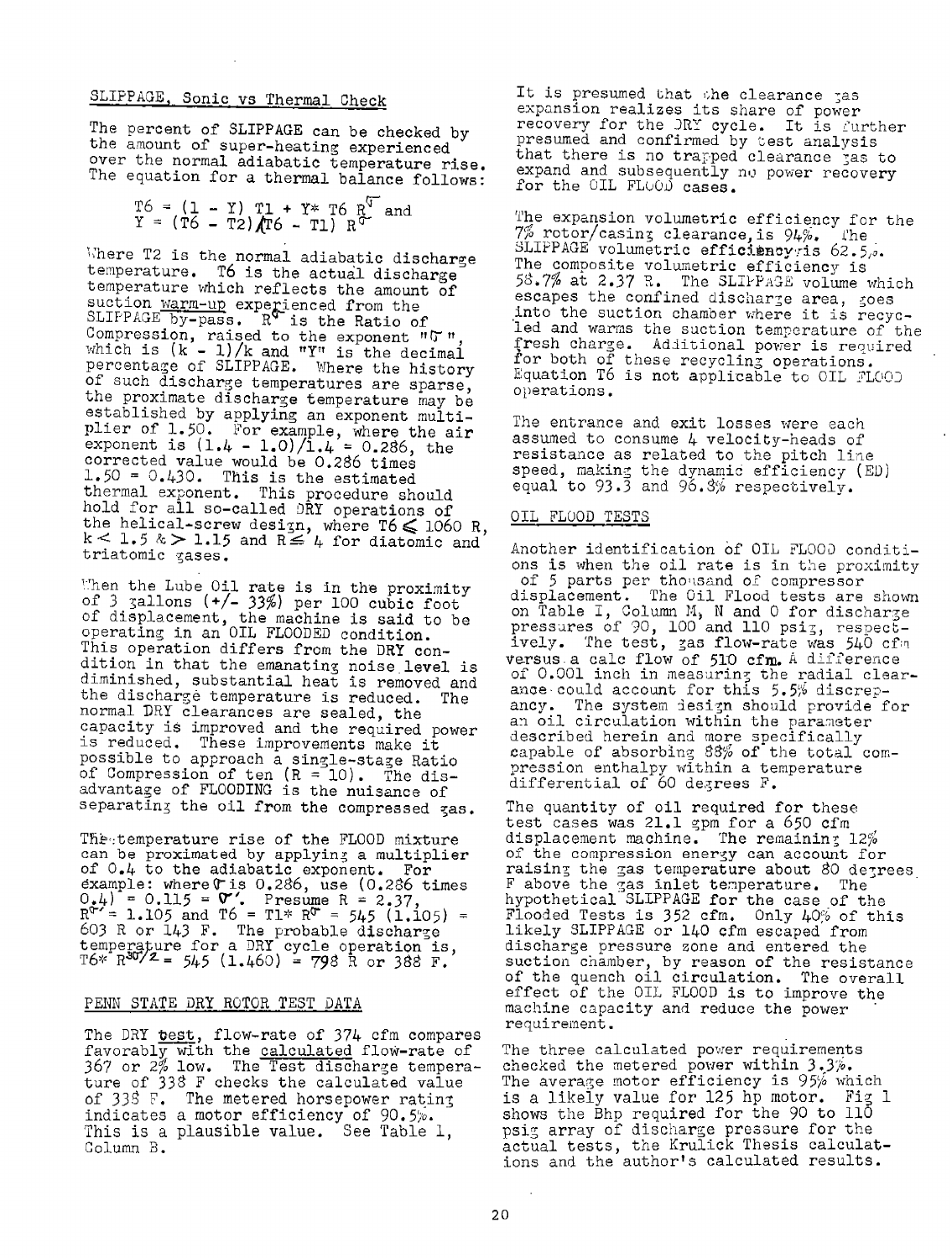## SLIPPAGE, Sonic vs Thermal Check

The percent of SLIPPAGE can be checked by the amount of super-heating experienced over the normal adiabatic temperature rise. The equation for a thermal balance follows:

$$T6 = (1 - Y)\, T1 + Y * T6\, R^{\sigma} \text{ and}$$
$$Y = (T6 - T2)/(T6 - T1)\, R^{\sigma}$$

Where T2 is the normal adiabatic discharge temperature. T6 is the actual discharge temperature which reflects the amount of suction warm-up experienced from the SLIPPAGE by-pass. $R^{\sigma}$ is the Ratio of Compression, raised to the exponent "$\sigma$", which is $(k - 1)/k$ and "Y" is the decimal percentage of SLIPPAGE. Where the history of such discharge temperatures are sparse, the proximate discharge temperature may be established by applying an exponent multiplier of 1.50. For example, where the air exponent is $(1.4 - 1.0)/1.4 = 0.286$, the corrected value would be 0.286 times $1.50 = 0.430$. This is the estimated thermal exponent. This procedure should hold for all so-called DRY operations of the helical-screw design, where $T6 \leq 1060$ R, $k < 1.5$ & $> 1.15$ and $R \leq 4$ for diatomic and triatomic gases.

When the Lube Oil rate is in the proximity of 3 gallons (+/- 33%) per 100 cubic foot of displacement, the machine is said to be operating in an OIL FLOODED condition. This operation differs from the DRY condition in that the emanating noise level is diminished, substantial heat is removed and the discharge temperature is reduced. The normal DRY clearances are sealed, the capacity is improved and the required power is reduced. These improvements make it possible to approach a single-stage Ratio of Compression of ten ($R = 10$). The disadvantage of FLOODING is the nuisance of separating the oil from the compressed gas.

The temperature rise of the FLOOD mixture can be proximated by applying a multiplier of 0.4 to the adiabatic exponent. For example: where $\sigma$ is 0.286, use (0.286 times 0.4) = $0.115 = \sigma'$. Presume $R = 2.37$, $R^{\sigma'} = 1.105$ and $T6 = T1 * R^{\sigma} = 545\,(1.105) = 603$ R or 143 F. The probable discharge temperature for a DRY cycle operation is, $T6 * R^{3\sigma/2} = 545\,(1.460) = 798$ R or 388 F.

## PENN STATE DRY ROTOR TEST DATA

The DRY test, flow-rate of 374 cfm compares favorably with the calculated flow-rate of 367 or 2% low. The Test discharge temperature of 338 F checks the calculated value of 338 F. The metered horsepower rating indicates a motor efficiency of 90.5%. This is a plausible value. See Table 1, Column B.

It is presumed that the clearance gas expansion realizes its share of power recovery for the DRY cycle. It is further presumed and confirmed by test analysis that there is no trapped clearance gas to expand and subsequently no power recovery for the OIL FLOOD cases.

The expansion volumetric efficiency for the 7% rotor/casing clearance, is 94%. The SLIPPAGE volumetric efficiency is 62.5%. The composite volumetric efficiency is 58.7% at 2.37 R. The SLIPPAGE volume which escapes the confined discharge area, goes into the suction chamber where it is recycled and warms the suction temperature of the fresh charge. Additional power is required for both of these recycling operations. Equation T6 is not applicable to OIL FLOOD operations.

The entrance and exit losses were each assumed to consume 4 velocity-heads of resistance as related to the pitch line speed, making the dynamic efficiency (ED) equal to 93.3 and 96.8% respectively.

## OIL FLOOD TESTS

Another identification of OIL FLOOD conditions is when the oil rate is in the proximity of 5 parts per thousand of compressor displacement. The Oil Flood tests are shown on Table I, Column M, N and O for discharge pressures of 90, 100 and 110 psig, respectively. The test, gas flow-rate was 540 cfm versus a calc flow of 510 cfm. A difference of 0.001 inch in measuring the radial clearance could account for this 5.5% discrepancy. The system design should provide for an oil circulation within the parameter described herein and more specifically capable of absorbing 88% of the total compression enthalpy within a temperature differential of 60 degrees F.

The quantity of oil required for these test cases was 21.1 gpm for a 650 cfm displacement machine. The remaining 12% of the compression energy can account for raising the gas temperature about 80 degrees F above the gas inlet temperature. The hypothetical SLIPPAGE for the case of the Flooded Tests is 352 cfm. Only 40% of this likely SLIPPAGE or 140 cfm escaped from discharge pressure zone and entered the suction chamber, by reason of the resistance of the quench oil circulation. The overall effect of the OIL FLOOD is to improve the machine capacity and reduce the power requirement.

The three calculated power requirements checked the metered power within 3.3%. The average motor efficiency is 95% which is a likely value for 125 hp motor. Fig 1 shows the Bhp required for the 90 to 110 psig array of discharge pressure for the actual tests, the Krulick Thesis calculations and the author's calculated results.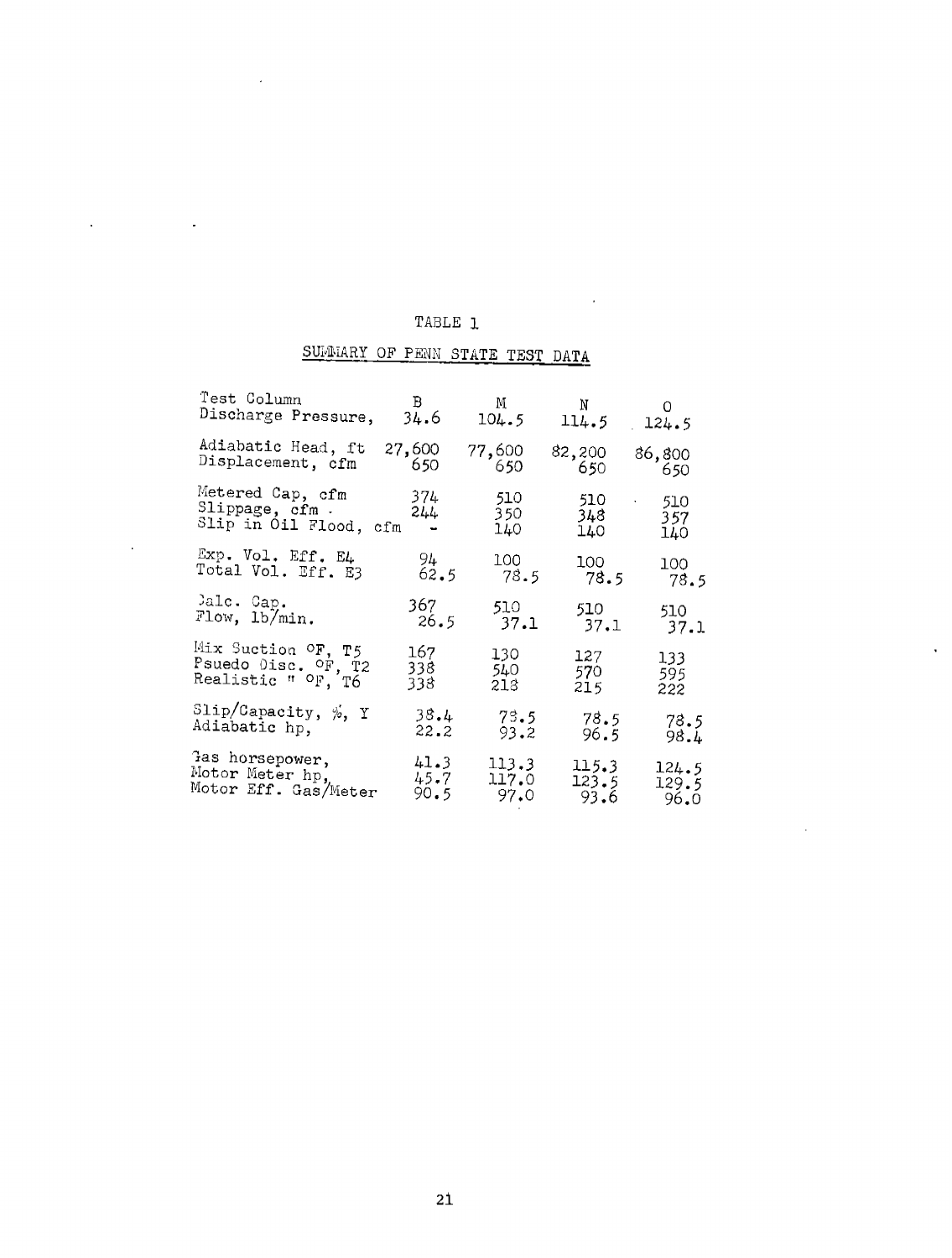TABLE 1

SUMMARY OF PENN STATE TEST DATA

| Test Column | B | M | N | O |
|---|---|---|---|---|
| Discharge Pressure, | 34.6 | 104.5 | 114.5 | 124.5 |
| Adiabatic Head, ft | 27,600 | 77,600 | 82,200 | 86,800 |
| Displacement, cfm | 650 | 650 | 650 | 650 |
| Metered Cap, cfm | 374 | 510 | 510 | 510 |
| Slippage, cfm | 244 | 350 | 348 | 357 |
| Slip in Oil Flood, cfm | - | 140 | 140 | 140 |
| Exp. Vol. Eff. E4 | 94 | 100 | 100 | 100 |
| Total Vol. Eff. E3 | 62.5 | 78.5 | 78.5 | 78.5 |
| Calc. Cap. | 367 | 510 | 510 | 510 |
| Flow, lb/min. | 26.5 | 37.1 | 37.1 | 37.1 |
| Mix Suction °F, T5 | 167 | 130 | 127 | 133 |
| Psuedo Disc. °F, T2 | 338 | 540 | 570 | 595 |
| Realistic " °F, T6 | 338 | 218 | 215 | 222 |
| Slip/Capacity, %, Y | 38.4 | 78.5 | 78.5 | 78.5 |
| Adiabatic hp, | 22.2 | 93.2 | 96.5 | 98.4 |
| Gas horsepower, | 41.3 | 113.3 | 115.3 | 124.5 |
| Motor Meter hp, | 45.7 | 117.0 | 123.5 | 129.5 |
| Motor Eff. Gas/Meter | 90.5 | 97.0 | 93.6 | 96.0 |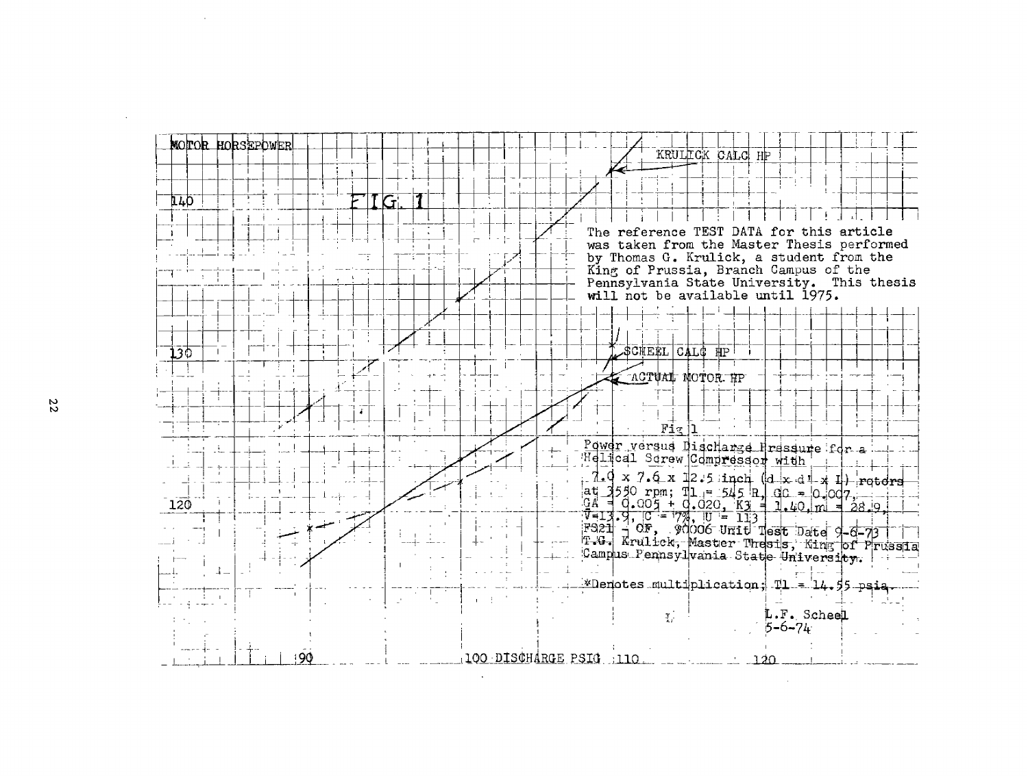MOTOR HORSEPOWER

FIG. 1

KRULICK CALC HP

140

The reference TEST DATA for this article was taken from the Master Thesis performed by Thomas G. Krulick, a student from the King of Prussia, Branch Campus of the Pennsylvania State University. This thesis will not be available until 1975.

130

SCHEEL CALC HP

ACTUAL MOTOR HP

120

Fig 1

Power versus Discharge Pressure for a Helical Screw Compressor with 7.0 x 7.6 x 12.5 inch (d x d' x L) rotors at 3550 rpm; T1 = 545 R, GC = 0.007, GA = 0.005 + 0.020, K3 = 1.40, m = 28.9, V=13.9, C = 7%, U = 113

FS21 - OF, 90006 Unit Test Date 9-6-73

T.G. Krulick, Master Thesis, King of Prussia Campus Pennsylvania State University.

*Denotes multiplication; T1 = 14.55 psia.

L.F. Scheel
5-6-74

90

100 DISCHARGE PSIG 110

120